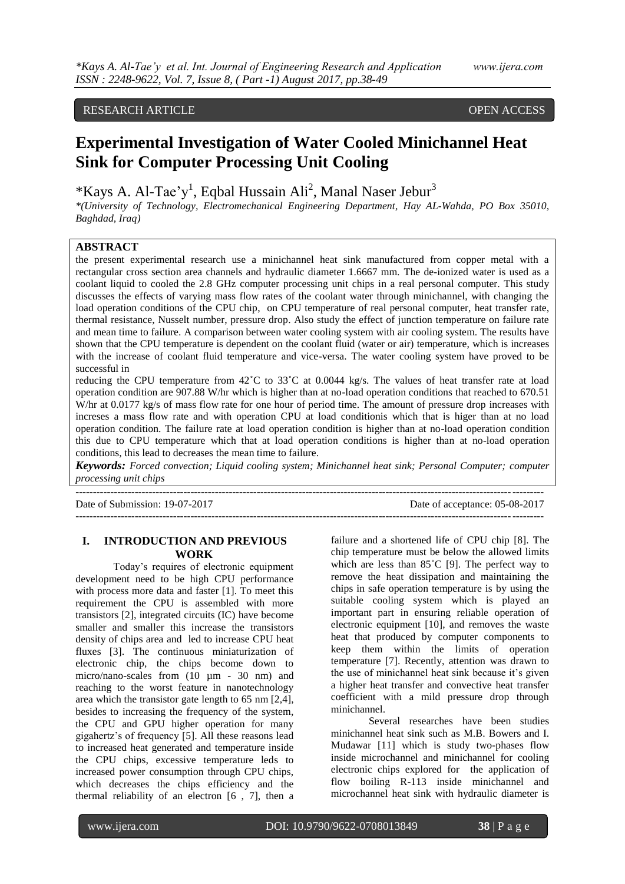RESEARCH ARTICLE OPEN ACCESS

# Experimental Investigation of Water Cooled Minichannel Heat Sink for Computer Processing Unit Cooling

*Kays A. Al-Tae'y[1], Eqbal Hussain Ali[2], Manal Naser Jebur[3]

*(University of Technology, Electromechanical Engineering Department, Hay AL-Wahda, PO Box 35010, Baghdad, Iraq)*

## ABSTRACT

the present experimental research use a minichannel heat sink manufactured from copper metal with a rectangular cross section area channels and hydraulic diameter 1.6667 mm. The de-ionized water is used as a coolant liquid to cooled the 2.8 GHz computer processing unit chips in a real personal computer. This study discusses the effects of varying mass flow rates of the coolant water through minichannel, with changing the load operation conditions of the CPU chip, on CPU temperature of real personal computer, heat transfer rate, thermal resistance, Nusselt number, pressure drop. Also study the effect of junction temperature on failure rate and mean time to failure. A comparison between water cooling system with air cooling system. The results have shown that the CPU temperature is dependent on the coolant fluid (water or air) temperature, which is increases with the increase of coolant fluid temperature and vice-versa. The water cooling system have proved to be successful in reducing the CPU temperature from 42˚C to 33˚C at 0.0044 kg/s. The values of heat transfer rate at load operation condition are 907.88 W/hr which is higher than at no-load operation conditions that reached to 670.51 W/hr at 0.0177 kg/s of mass flow rate for one hour of period time. The amount of pressure drop increases with increses a mass flow rate and with operation CPU at load conditionis which that is higer than at no load operation condition. The failure rate at load operation condition is higher than at no-load operation condition this due to CPU temperature which that at load operation conditions is higher than at no-load operation conditions, this lead to decreases the mean time to failure.

***Keywords:*** *Forced convection; Liquid cooling system; Minichannel heat sink; Personal Computer; computer processing unit chips*

---

Date of Submission: 19-07-2017 Date of acceptance: 05-08-2017

---

## I. INTRODUCTION AND PREVIOUS WORK

Today's requires of electronic equipment development need to be high CPU performance with process more data and faster [1]. To meet this requirement the CPU is assembled with more transistors [2], integrated circuits (IC) have become smaller and smaller this increase the transistors density of chips area and led to increase CPU heat fluxes [3]. The continuous miniaturization of electronic chip, the chips become down to micro/nano-scales from (10 µm - 30 nm) and reaching to the worst feature in nanotechnology area which the transistor gate length to 65 nm [2,4], besides to increasing the frequency of the system, the CPU and GPU higher operation for many gigahertz's of frequency [5]. All these reasons lead to increased heat generated and temperature inside the CPU chips, excessive temperature leds to increased power consumption through CPU chips, which decreases the chips efficiency and the thermal reliability of an electron [6 , 7], then a failure and a shortened life of CPU chip [8]. The chip temperature must be below the allowed limits which are less than 85˚C [9]. The perfect way to remove the heat dissipation and maintaining the chips in safe operation temperature is by using the suitable cooling system which is played an important part in ensuring reliable operation of electronic equipment [10], and removes the waste heat that produced by computer components to keep them within the limits of operation temperature [7]. Recently, attention was drawn to the use of minichannel heat sink because it's given a higher heat transfer and convective heat transfer coefficient with a mild pressure drop through minichannel.

Several researches have been studies minichannel heat sink such as M.B. Bowers and I. Mudawar [11] which is study two-phases flow inside microchannel and minichannel for cooling electronic chips explored for the application of flow boiling R-113 inside minichannel and microchannel heat sink with hydraulic diameter is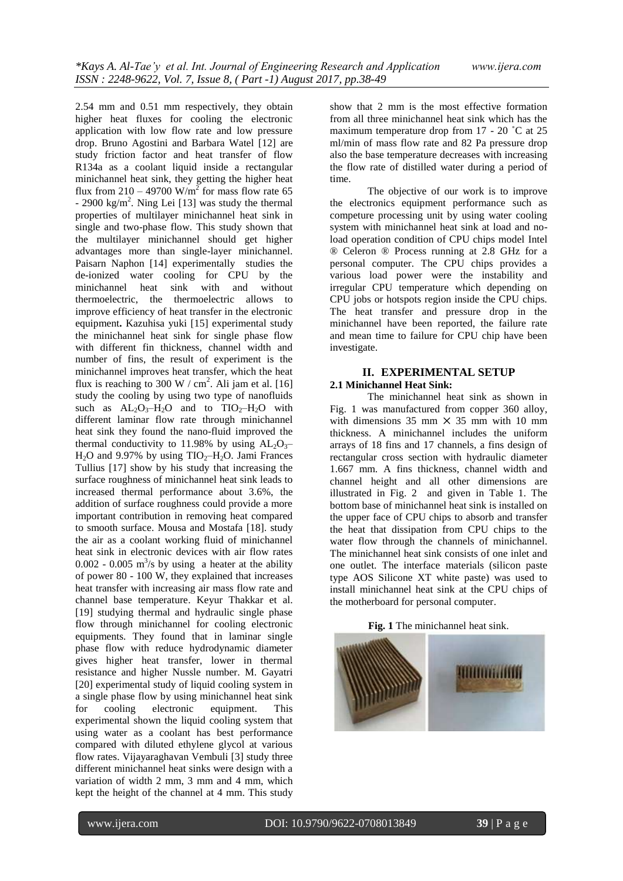2.54 mm and 0.51 mm respectively, they obtain higher heat fluxes for cooling the electronic application with low flow rate and low pressure drop. Bruno Agostini and Barbara Watel [12] are study friction factor and heat transfer of flow R134a as a coolant liquid inside a rectangular minichannel heat sink, they getting the higher heat flux from 210 – 49700 W/m$^2$ for mass flow rate 65 - 2900 kg/m$^2$. Ning Lei [13] was study the thermal properties of multilayer minichannel heat sink in single and two-phase flow. This study shown that the multilayer minichannel should get higher advantages more than single-layer minichannel. Paisarn Naphon [14] experimentally studies the de-ionized water cooling for CPU by the minichannel heat sink with and without thermoelectric, the thermoelectric allows to improve efficiency of heat transfer in the electronic equipment. Kazuhisa yuki [15] experimental study the minichannel heat sink for single phase flow with different fin thickness, channel width and number of fins, the result of experiment is the minichannel improves heat transfer, which the heat flux is reaching to 300 W / cm$^2$. Ali jam et al. [16] study the cooling by using two type of nanofluids such as $AL_2O_3$–$H_2O$ and to $TIO_2$–$H_2O$ with different laminar flow rate through minichannel heat sink they found the nano-fluid improved the thermal conductivity to 11.98% by using $AL_2O_3$–$H_2O$ and 9.97% by using $TIO_2$–$H_2O$. Jami Frances Tullius [17] show by his study that increasing the surface roughness of minichannel heat sink leads to increased thermal performance about 3.6%, the addition of surface roughness could provide a more important contribution in removing heat compared to smooth surface. Mousa and Mostafa [18]. study the air as a coolant working fluid of minichannel heat sink in electronic devices with air flow rates 0.002 - 0.005 m$^3$/s by using a heater at the ability of power 80 - 100 W, they explained that increases heat transfer with increasing air mass flow rate and channel base temperature. Keyur Thakkar et al. [19] studying thermal and hydraulic single phase flow through minichannel for cooling electronic equipments. They found that in laminar single phase flow with reduce hydrodynamic diameter gives higher heat transfer, lower in thermal resistance and higher Nussle number. M. Gayatri [20] experimental study of liquid cooling system in a single phase flow by using minichannel heat sink for cooling electronic equipment. This experimental shown the liquid cooling system that using water as a coolant has best performance compared with diluted ethylene glycol at various flow rates. Vijayaraghavan Vembuli [3] study three different minichannel heat sinks were design with a variation of width 2 mm, 3 mm and 4 mm, which kept the height of the channel at 4 mm. This study show that 2 mm is the most effective formation from all three minichannel heat sink which has the maximum temperature drop from 17 - 20 ˚C at 25 ml/min of mass flow rate and 82 Pa pressure drop also the base temperature decreases with increasing the flow rate of distilled water during a period of time.

The objective of our work is to improve the electronics equipment performance such as competure processing unit by using water cooling system with minichannel heat sink at load and no-load operation condition of CPU chips model Intel ® Celeron ® Process running at 2.8 GHz for a personal computer. The CPU chips provides a various load power were the instability and irregular CPU temperature which depending on CPU jobs or hotspots region inside the CPU chips. The heat transfer and pressure drop in the minichannel have been reported, the failure rate and mean time to failure for CPU chip have been investigate.

## II. EXPERIMENTAL SETUP

### 2.1 Minichannel Heat Sink:

The minichannel heat sink as shown in Fig. 1 was manufactured from copper 360 alloy, with dimensions 35 mm × 35 mm with 10 mm thickness. A minichannel includes the uniform arrays of 18 fins and 17 channels, a fins design of rectangular cross section with hydraulic diameter 1.667 mm. A fins thickness, channel width and channel height and all other dimensions are illustrated in Fig. 2 and given in Table 1. The bottom base of minichannel heat sink is installed on the upper face of CPU chips to absorb and transfer the heat that dissipation from CPU chips to the water flow through the channels of minichannel. The minichannel heat sink consists of one inlet and one outlet. The interface materials (silicon paste type AOS Silicone XT white paste) was used to install minichannel heat sink at the CPU chips of the motherboard for personal computer.

**Fig. 1** The minichannel heat sink.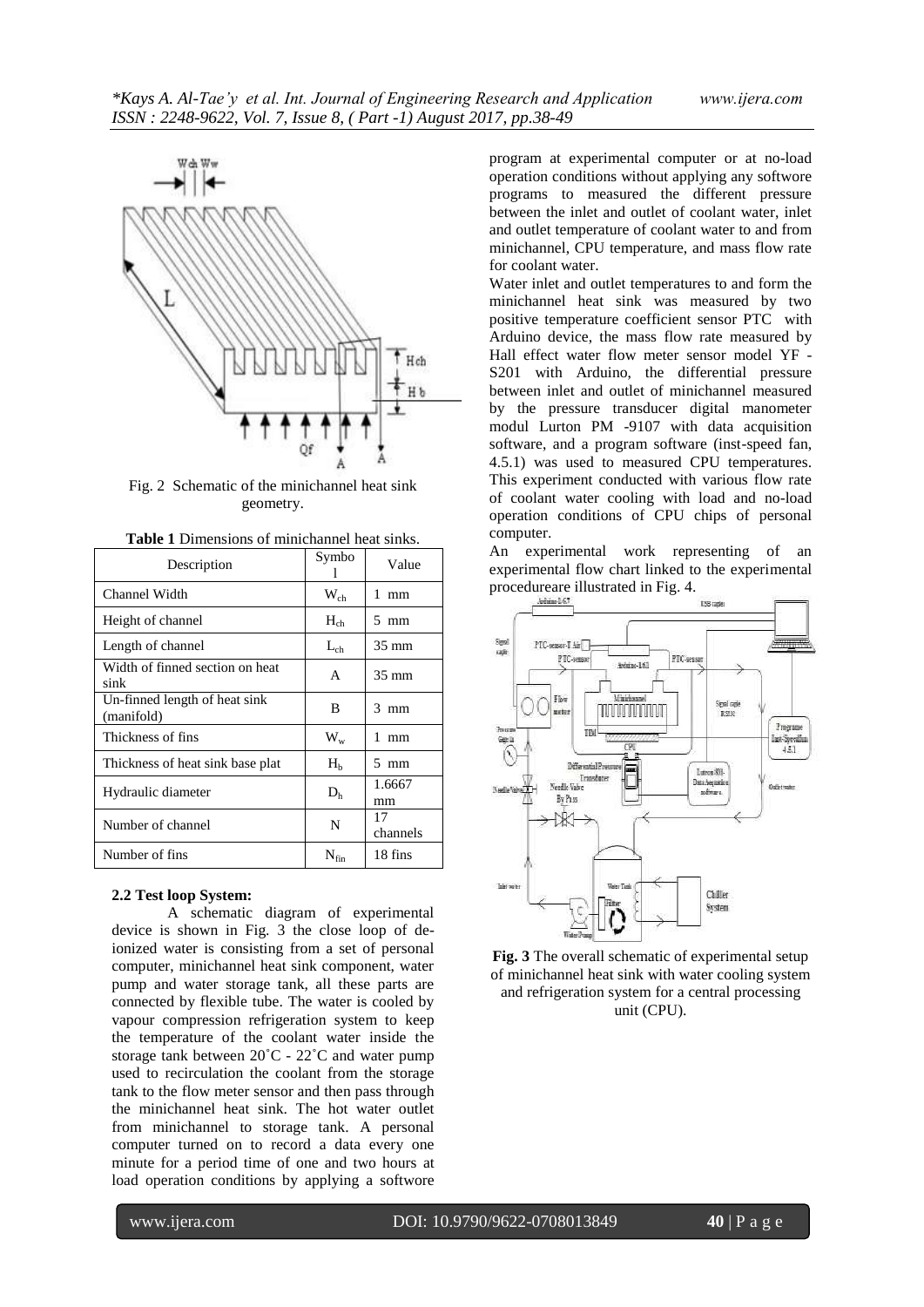Fig. 2 Schematic of the minichannel heat sink geometry.

**Table 1** Dimensions of minichannel heat sinks.

| Description | Symbol | Value |
|---|---|---|
| Channel Width | $W_{ch}$ | 1 mm |
| Height of channel | $H_{ch}$ | 5 mm |
| Length of channel | $L_{ch}$ | 35 mm |
| Width of finned section on heat sink | A | 35 mm |
| Un-finned length of heat sink (manifold) | B | 3 mm |
| Thickness of fins | $W_w$ | 1 mm |
| Thickness of heat sink base plat | $H_b$ | 5 mm |
| Hydraulic diameter | $D_h$ | 1.6667 mm |
| Number of channel | N | 17 channels |
| Number of fins | $N_{fin}$ | 18 fins |

### 2.2 Test loop System:

A schematic diagram of experimental device is shown in Fig. 3 the close loop of de-ionized water is consisting from a set of personal computer, minichannel heat sink component, water pump and water storage tank, all these parts are connected by flexible tube. The water is cooled by vapour compression refrigeration system to keep the temperature of the coolant water inside the storage tank between 20˚C - 22˚C and water pump used to recirculation the coolant from the storage tank to the flow meter sensor and then pass through the minichannel heat sink. The hot water outlet from minichannel to storage tank. A personal computer turned on to record a data every one minute for a period time of one and two hours at load operation conditions by applying a softwore program at experimental computer or at no-load operation conditions without applying any softwore programs to measured the different pressure between the inlet and outlet of coolant water, inlet and outlet temperature of coolant water to and from minichannel, CPU temperature, and mass flow rate for coolant water.

Water inlet and outlet temperatures to and form the minichannel heat sink was measured by two positive temperature coefficient sensor PTC with Arduino device, the mass flow rate measured by Hall effect water flow meter sensor model YF - S201 with Arduino, the differential pressure between inlet and outlet of minichannel measured by the pressure transducer digital manometer modul Lurton PM -9107 with data acquisition software, and a program software (inst-speed fan, 4.5.1) was used to measured CPU temperatures. This experiment conducted with various flow rate of coolant water cooling with load and no-load operation conditions of CPU chips of personal computer.

An experimental work representing of an experimental flow chart linked to the experimental procedureare illustrated in Fig. 4.

**Fig. 3** The overall schematic of experimental setup of minichannel heat sink with water cooling system and refrigeration system for a central processing unit (CPU).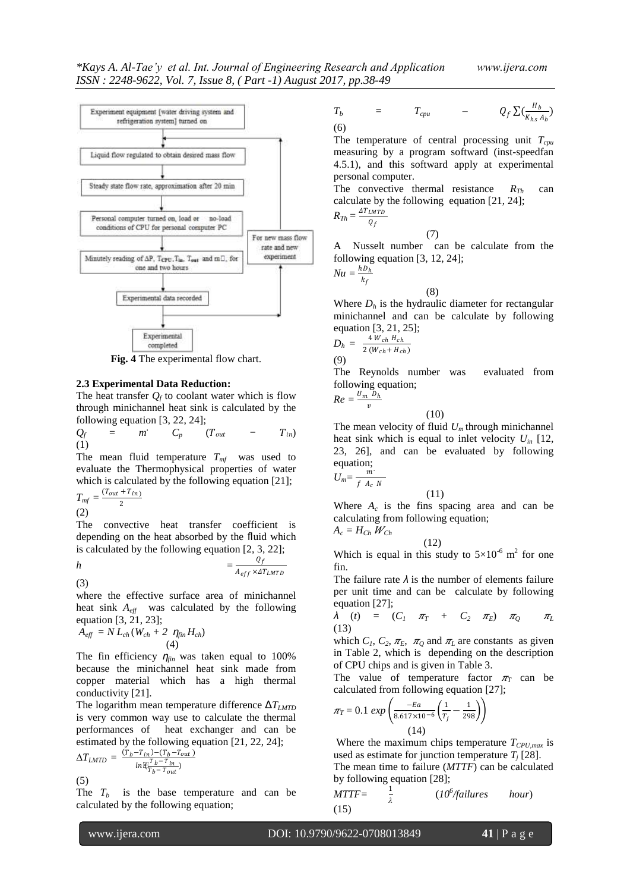Experiment equipment (water driving system and refrigeration system) turned on

Liquid flow regulated to obtain desired mass flow

Steady state flow rate, approximation after 20 min

Personal computer turned on, load or no-load conditions of CPU for personal computer PC

Minutely reading of ΔP, $T_{CPU}$, $T_{in}$, $T_{out}$ and m, for one and two hours

For new mass flow rate and new experiment

Experimental data recorded

Experimental completed

**Fig. 4** The experimental flow chart.

### 2.3 Experimental Data Reduction:

The heat transfer $Q_f$ to coolant water which is flow through minichannel heat sink is calculated by the following equation [3, 22, 24];

$$Q_f = m^{\cdot} C_p (T_{out} - T_{in}) \quad (1)$$

The mean fluid temperature $T_{mf}$ was used to evaluate the Thermophysical properties of water which is calculated by the following equation [21];

$$T_{mf} = \frac{(T_{out} + T_{in})}{2} \quad (2)$$

The convective heat transfer coefficient is depending on the heat absorbed by the fluid which is calculated by the following equation [2, 3, 22];

$$h = \frac{Q_f}{A_{eff} \times \Delta T_{LMTD}} \quad (3)$$

where the effective surface area of minichannel heat sink $A_{eff}$ was calculated by the following equation [3, 21, 23];

$$A_{eff} = N L_{ch} (W_{ch} + 2 \ \eta_{fin} H_{ch}) \quad (4)$$

The fin efficiency $\eta_{fin}$ was taken equal to 100% because the minichannel heat sink made from copper material which has a high thermal conductivity [21].

The logarithm mean temperature difference $\Delta T_{LMTD}$ is very common way use to calculate the thermal performances of heat exchanger and can be estimated by the following equation [21, 22, 24];

$$\Delta T_{LMTD} = \frac{(T_b - T_{in}) - (T_b - T_{out})}{ln(\frac{T_b - T_{in}}{T_b - T_{out}})} \quad (5)$$

The $T_b$ is the base temperature and can be calculated by the following equation;

$$T_b = T_{cpu} - Q_f \sum (\frac{H_b}{K_{hs} A_b}) \quad (6)$$

The temperature of central processing unit $T_{cpu}$ measuring by a program softward (inst-speedfan 4.5.1), and this softward apply at experimental personal computer.

The convective thermal resistance $R_{Th}$ can calculate by the following equation [21, 24];

$$R_{Th} = \frac{\Delta T_{LMTD}}{Q_f} \quad (7)$$

A Nusselt number can be calculate from the following equation [3, 12, 24];

$$Nu = \frac{h D_h}{k_f} \quad (8)$$

Where $D_h$ is the hydraulic diameter for rectangular minichannel and can be calculate by following equation [3, 21, 25];

$$D_h = \frac{4 \ W_{ch} \ H_{ch}}{2 \ (W_{ch} + H_{ch})} \quad (9)$$

The Reynolds number was evaluated from following equation;

$$Re = \frac{U_m \ D_h}{v} \quad (10)$$

The mean velocity of fluid $U_m$ through minichannel heat sink which is equal to inlet velocity $U_{in}$ [12, 23, 26], and can be evaluated by following equation;

$$U_m = \frac{m^{\cdot}}{f \ A_c \ N} \quad (11)$$

Where $A_c$ is the fins spacing area and can be calculating from following equation;

$$A_c = H_{Ch} \ W_{Ch} \quad (12)$$

Which is equal in this study to $5\times10^{-6}$ $m^2$ for one fin.

The failure rate $\lambda$ is the number of elements failure per unit time and can be calculate by following equation [27];

$$\lambda \ (t) = (C_1 \ \pi_T + C_2 \ \pi_E) \ \pi_Q \ \pi_L \quad (13)$$

which $C_1$, $C_2$, $\pi_E$, $\pi_Q$ and $\pi_L$ are constants as given in Table 2, which is depending on the description of CPU chips and is given in Table 3.

The value of temperature factor $\pi_T$ can be calculated from following equation [27];

$$\pi_T = 0.1 \ exp\left(\frac{-Ea}{8.617\times10^{-6}}\left(\frac{1}{T_j} - \frac{1}{298}\right)\right) \quad (14)$$

Where the maximum chips temperature $T_{CPU,max}$ is used as estimate for junction temperature $T_j$ [28].

The mean time to failure ($MTTF$) can be calculated by following equation [28];

$$MTTF = \frac{1}{\lambda} \quad (10^6/failures \quad hour) \quad (15)$$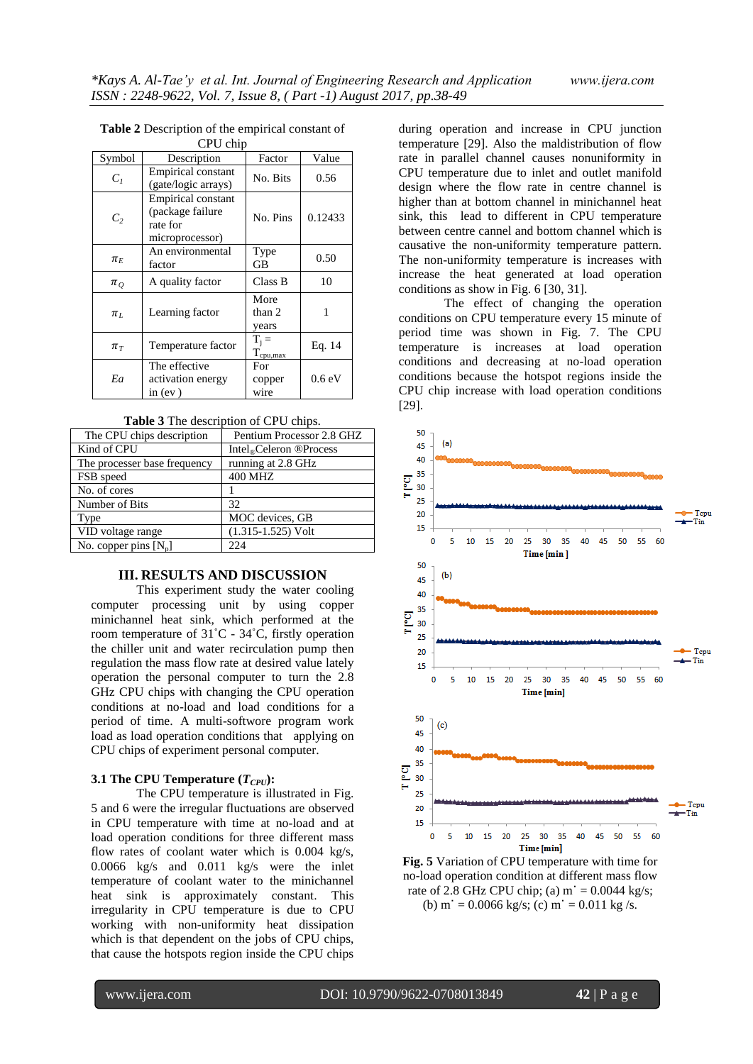**Table 2** Description of the empirical constant of CPU chip

| Symbol | Description | Factor | Value |
|---|---|---|---|
| $C_1$ | Empirical constant (gate/logic arrays) | No. Bits | 0.56 |
| $C_2$ | Empirical constant (package failure rate for microprocessor) | No. Pins | 0.12433 |
| $\pi_E$ | An environmental factor | Type GB | 0.50 |
| $\pi_Q$ | A quality factor | Class B | 10 |
| $\pi_L$ | Learning factor | More than 2 years | 1 |
| $\pi_T$ | Temperature factor | $T_j = T_{cpu,max}$ | Eq. 14 |
| $Ea$ | The effective activation energy in (ev ) | For copper wire | 0.6 eV |

**Table 3** The description of CPU chips.

| The CPU chips description | Pentium Processor 2.8 GHZ |
|---|---|
| Kind of CPU | Intel® Celeron ®Process |
| The processer base frequency | running at 2.8 GHz |
| FSB speed | 400 MHZ |
| No. of cores | 1 |
| Number of Bits | 32 |
| Type | MOC devices, GB |
| VID voltage range | (1.315-1.525) Volt |
| No. copper pins [$N_p$] | 224 |

## III. RESULTS AND DISCUSSION

This experiment study the water cooling computer processing unit by using copper minichannel heat sink, which performed at the room temperature of 31˚C - 34˚C, firstly operation the chiller unit and water recirculation pump then regulation the mass flow rate at desired value lately operation the personal computer to turn the 2.8 GHz CPU chips with changing the CPU operation conditions at no-load and load conditions for a period of time. A multi-softwore program work load as load operation conditions that applying on CPU chips of experiment personal computer.

### 3.1 The CPU Temperature ($T_{CPU}$):

The CPU temperature is illustrated in Fig. 5 and 6 were the irregular fluctuations are observed in CPU temperature with time at no-load and at load operation conditions for three different mass flow rates of coolant water which is 0.004 kg/s, 0.0066 kg/s and 0.011 kg/s were the inlet temperature of coolant water to the minichannel heat sink is approximately constant. This irregularity in CPU temperature is due to CPU working with non-uniformity heat dissipation which is that dependent on the jobs of CPU chips, that cause the hotspots region inside the CPU chips during operation and increase in CPU junction temperature [29]. Also the maldistribution of flow rate in parallel channel causes nonuniformity in CPU temperature due to inlet and outlet manifold design where the flow rate in centre channel is higher than at bottom channel in minichannel heat sink, this lead to different in CPU temperature between centre cannel and bottom channel which is causative the non-uniformity temperature pattern. The non-uniformity temperature is increases with increase the heat generated at load operation conditions as show in Fig. 6 [30, 31].

The effect of changing the operation conditions on CPU temperature every 15 minute of period time was shown in Fig. 7. The CPU temperature is increases at load operation conditions and decreasing at no-load operation conditions because the hotspot regions inside the CPU chip increase with load operation conditions [29].

**Fig. 5** Variation of CPU temperature with time for no-load operation condition at different mass flow rate of 2.8 GHz CPU chip; (a) $\dot{m}$ = 0.0044 kg/s; (b) $\dot{m}$ = 0.0066 kg/s; (c) $\dot{m}$ = 0.011 kg /s.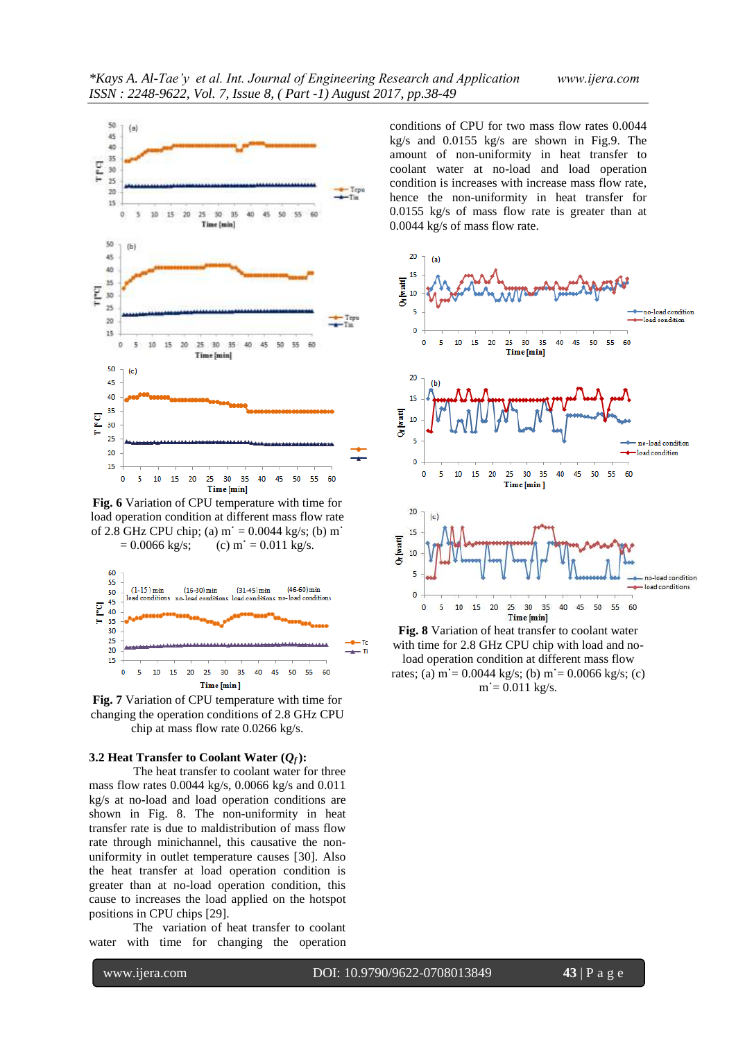**Fig. 6** Variation of CPU temperature with time for load operation condition at different mass flow rate of 2.8 GHz CPU chip; (a) $\dot{m}$ = 0.0044 kg/s; (b) $\dot{m}$ = 0.0066 kg/s; (c) $\dot{m}$ = 0.011 kg/s.

**Fig. 7** Variation of CPU temperature with time for changing the operation conditions of 2.8 GHz CPU chip at mass flow rate 0.0266 kg/s.

### 3.2 Heat Transfer to Coolant Water ($Q_f$):

The heat transfer to coolant water for three mass flow rates 0.0044 kg/s, 0.0066 kg/s and 0.011 kg/s at no-load and load operation conditions are shown in Fig. 8. The non-uniformity in heat transfer rate is due to maldistribution of mass flow rate through minichannel, this causative the non-uniformity in outlet temperature causes [30]. Also the heat transfer at load operation condition is greater than at no-load operation condition, this cause to increases the load applied on the hotspot positions in CPU chips [29].

The variation of heat transfer to coolant water with time for changing the operation conditions of CPU for two mass flow rates 0.0044 kg/s and 0.0155 kg/s are shown in Fig.9. The amount of non-uniformity in heat transfer to coolant water at no-load and load operation condition is increases with increase mass flow rate, hence the non-uniformity in heat transfer for 0.0155 kg/s of mass flow rate is greater than at 0.0044 kg/s of mass flow rate.

**Fig. 8** Variation of heat transfer to coolant water with time for 2.8 GHz CPU chip with load and no-load operation condition at different mass flow rates; (a) $\dot{m}$ = 0.0044 kg/s; (b) $\dot{m}$ = 0.0066 kg/s; (c) $\dot{m}$ = 0.011 kg/s.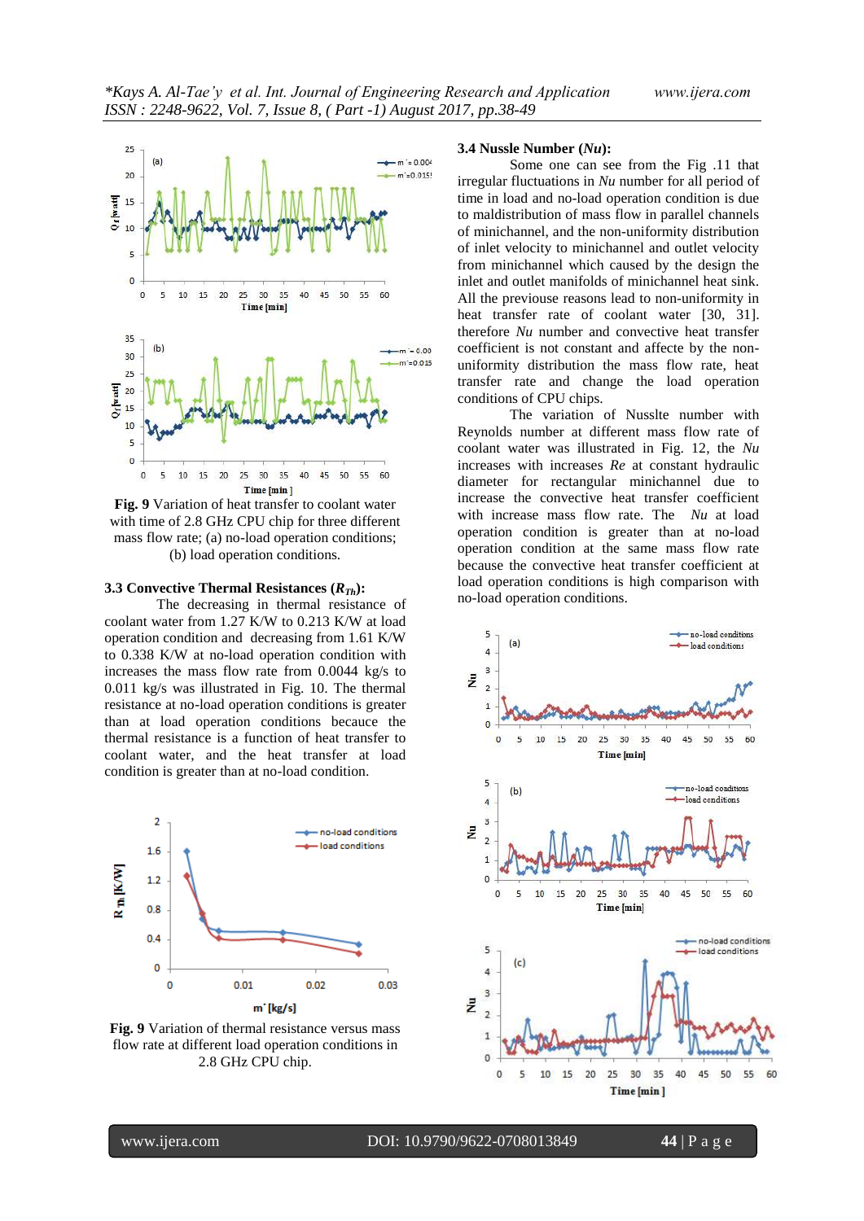**Fig. 9** Variation of heat transfer to coolant water with time of 2.8 GHz CPU chip for three different mass flow rate; (a) no-load operation conditions; (b) load operation conditions.

### 3.3 Convective Thermal Resistances ($R_{Th}$):

The decreasing in thermal resistance of coolant water from 1.27 K/W to 0.213 K/W at load operation condition and decreasing from 1.61 K/W to 0.338 K/W at no-load operation condition with increases the mass flow rate from 0.0044 kg/s to 0.011 kg/s was illustrated in Fig. 10. The thermal resistance at no-load operation conditions is greater than at load operation conditions becaute the thermal resistance is a function of heat transfer to coolant water, and the heat transfer at load condition is greater than at no-load condition.

**Fig. 9** Variation of thermal resistance versus mass flow rate at different load operation conditions in 2.8 GHz CPU chip.

### 3.4 Nussle Number (*Nu*):

Some one can see from the Fig .11 that irregular fluctuations in *Nu* number for all period of time in load and no-load operation condition is due to maldistribution of mass flow in parallel channels of minichannel, and the non-uniformity distribution of inlet velocity to minichannel and outlet velocity from minichannel which caused by the design the inlet and outlet manifolds of minichannel heat sink. All the previouse reasons lead to non-uniformity in heat transfer rate of coolant water [30, 31]. therefore *Nu* number and convective heat transfer coefficient is not constant and affecte by the non-uniformity distribution the mass flow rate, heat transfer rate and change the load operation conditions of CPU chips.

The variation of Nusslte number with Reynolds number at different mass flow rate of coolant water was illustrated in Fig. 12, the *Nu* increases with increases *Re* at constant hydraulic diameter for rectangular minichannel due to increase the convective heat transfer coefficient with increase mass flow rate. The *Nu* at load operation condition is greater than at no-load operation condition at the same mass flow rate because the convective heat transfer coefficient at load operation conditions is high comparison with no-load operation conditions.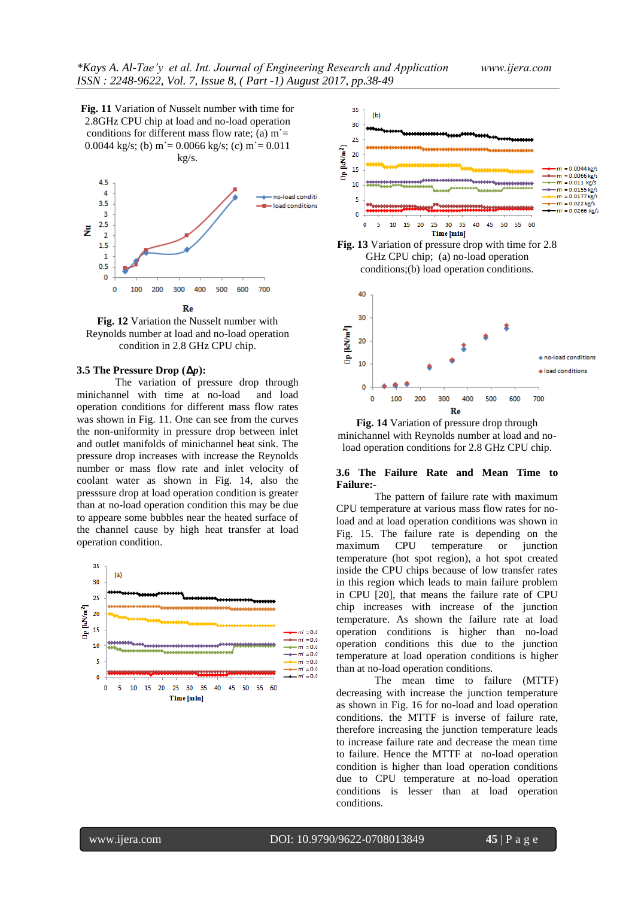**Fig. 11** Variation of Nusselt number with time for 2.8GHz CPU chip at load and no-load operation conditions for different mass flow rate; (a) $\dot{m}$ = 0.0044 kg/s; (b) $\dot{m}$ = 0.0066 kg/s; (c) $\dot{m}$ = 0.011 kg/s.

**Fig. 12** Variation the Nusselt number with Reynolds number at load and no-load operation condition in 2.8 GHz CPU chip.

### 3.5 The Pressure Drop (Δp):

The variation of pressure drop through minichannel with time at no-load and load operation conditions for different mass flow rates was shown in Fig. 11. One can see from the curves the non-uniformity in pressure drop between inlet and outlet manifolds of minichannel heat sink. The pressure drop increases with increase the Reynolds number or mass flow rate and inlet velocity of coolant water as shown in Fig. 14, also the presssure drop at load operation condition is greater than at no-load operation condition this may be due to appeare some bubbles near the heated surface of the channel cause by high heat transfer at load operation condition.

**Fig. 13** Variation of pressure drop with time for 2.8 GHz CPU chip; (a) no-load operation conditions;(b) load operation conditions.

**Fig. 14** Variation of pressure drop through minichannel with Reynolds number at load and no-load operation conditions for 2.8 GHz CPU chip.

### 3.6 The Failure Rate and Mean Time to Failure:-

The pattern of failure rate with maximum CPU temperature at various mass flow rates for no-load and at load operation conditions was shown in Fig. 15. The failure rate is depending on the maximum CPU temperature or junction temperature (hot spot region), a hot spot created inside the CPU chips because of low transfer rates in this region which leads to main failure problem in CPU [20], that means the failure rate of CPU chip increases with increase of the junction temperature. As shown the failure rate at load operation conditions is higher than no-load operation conditions this due to the junction temperature at load operation conditions is higher than at no-load operation conditions.

The mean time to failure (MTTF) decreasing with increase the junction temperature as shown in Fig. 16 for no-load and load operation conditions. the MTTF is inverse of failure rate, therefore increasing the junction temperature leads to increase failure rate and decrease the mean time to failure. Hence the MTTF at no-load operation condition is higher than load operation conditions due to CPU temperature at no-load operation conditions is lesser than at load operation conditions.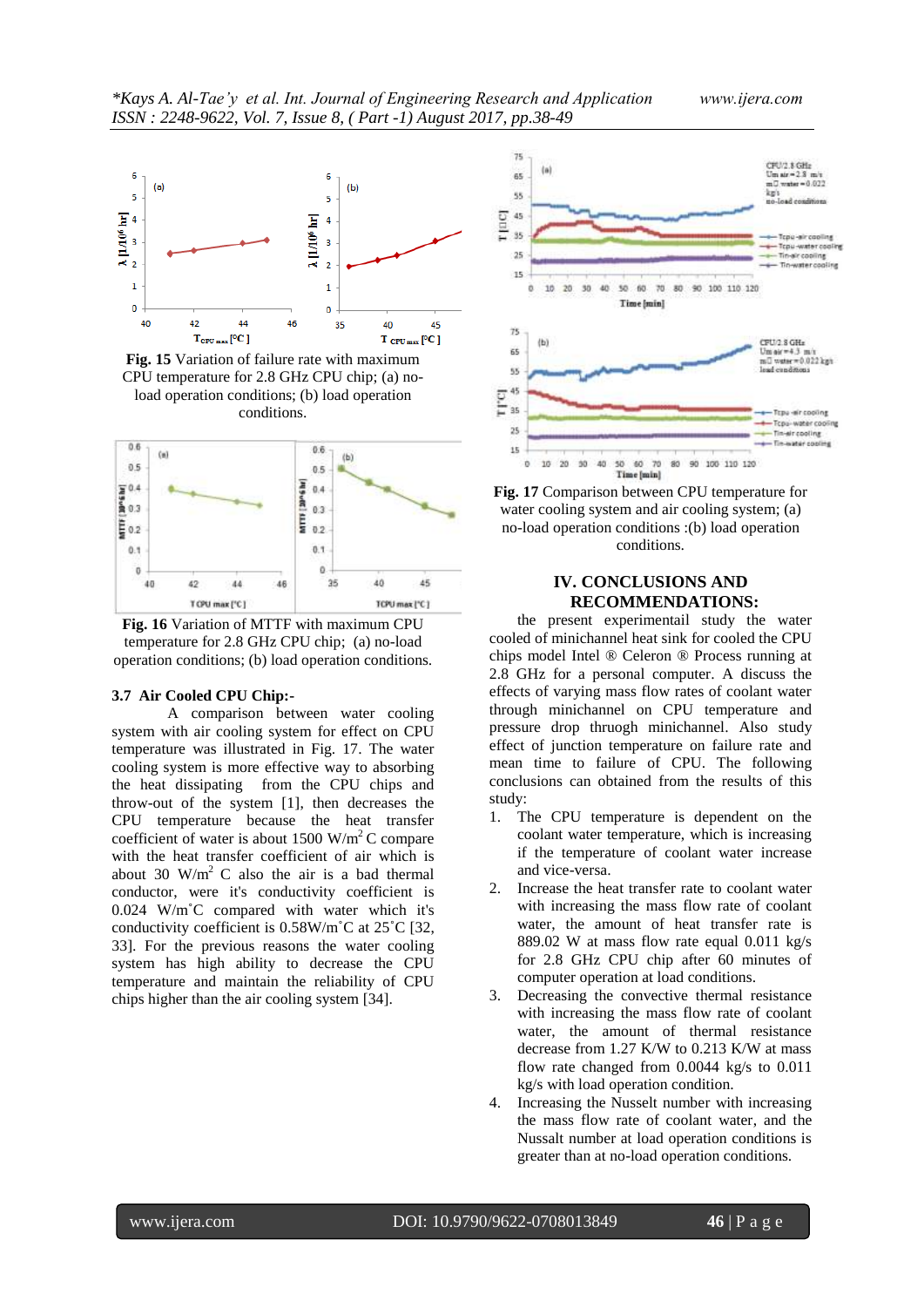**Fig. 15** Variation of failure rate with maximum CPU temperature for 2.8 GHz CPU chip; (a) no-load operation conditions; (b) load operation conditions.

**Fig. 16** Variation of MTTF with maximum CPU temperature for 2.8 GHz CPU chip; (a) no-load operation conditions; (b) load operation conditions.

### 3.7 Air Cooled CPU Chip:-

A comparison between water cooling system with air cooling system for effect on CPU temperature was illustrated in Fig. 17. The water cooling system is more effective way to absorbing the heat dissipating from the CPU chips and throw-out of the system [1], then decreases the CPU temperature because the heat transfer coefficient of water is about 1500 W/m$^2$ C compare with the heat transfer coefficient of air which is about 30 W/m$^2$ C also the air is a bad thermal conductor, were it's conductivity coefficient is 0.024 W/m˚C compared with water which it's conductivity coefficient is 0.58W/m˚C at 25˚C [32, 33]. For the previous reasons the water cooling system has high ability to decrease the CPU temperature and maintain the reliability of CPU chips higher than the air cooling system [34].

**Fig. 17** Comparison between CPU temperature for water cooling system and air cooling system; (a) no-load operation conditions :(b) load operation conditions.

## IV. CONCLUSIONS AND RECOMMENDATIONS:

the present experimentail study the water cooled of minichannel heat sink for cooled the CPU chips model Intel ® Celeron ® Process running at 2.8 GHz for a personal computer. A discuss the effects of varying mass flow rates of coolant water through minichannel on CPU temperature and pressure drop thrugh minichannel. Also study effect of junction temperature on failure rate and mean time to failure of CPU. The following conclusions can obtained from the results of this study:

1. The CPU temperature is dependent on the coolant water temperature, which is increasing if the temperature of coolant water increase and vice-versa.
2. Increase the heat transfer rate to coolant water with increasing the mass flow rate of coolant water, the amount of heat transfer rate is 889.02 W at mass flow rate equal 0.011 kg/s for 2.8 GHz CPU chip after 60 minutes of computer operation at load conditions.
3. Decreasing the convective thermal resistance with increasing the mass flow rate of coolant water, the amount of thermal resistance decrease from 1.27 K/W to 0.213 K/W at mass flow rate changed from 0.0044 kg/s to 0.011 kg/s with load operation condition.
4. Increasing the Nusselt number with increasing the mass flow rate of coolant water, and the Nussalt number at load operation conditions is greater than at no-load operation conditions.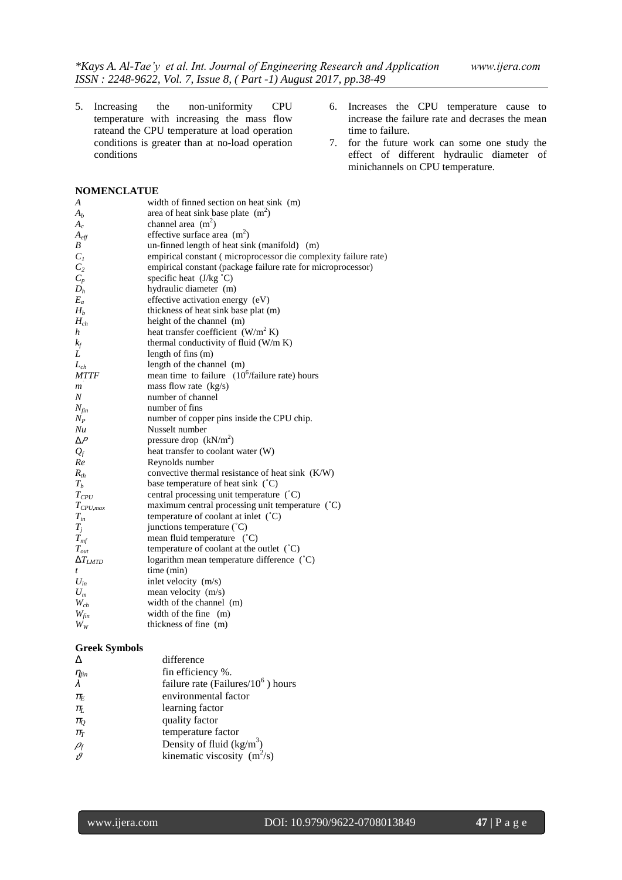5. Increasing the non-uniformity CPU temperature with increasing the mass flow rateand the CPU temperature at load operation conditions is greater than at no-load operation conditions
6. Increases the CPU temperature cause to increase the failure rate and decrases the mean time to failure.
7. for the future work can some one study the effect of different hydraulic diameter of minichannels on CPU temperature.

## NOMENCLATUE

| Symbol | Description |
|---|---|
| $A$ | width of finned section on heat sink (m) |
| $A_b$ | area of heat sink base plate ($m^2$) |
| $A_c$ | channel area ($m^2$) |
| $A_{eff}$ | effective surface area ($m^2$) |
| $B$ | un-finned length of heat sink (manifold) (m) |
| $C_1$ | empirical constant ( microprocessor die complexity failure rate) |
| $C_2$ | empirical constant (package failure rate for microprocessor) |
| $C_p$ | specific heat (J/kg ˚C) |
| $D_h$ | hydraulic diameter (m) |
| $E_a$ | effective activation energy (eV) |
| $H_b$ | thickness of heat sink base plat (m) |
| $H_{ch}$ | height of the channel (m) |
| $h$ | heat transfer coefficient ($W/m^2$ K) |
| $k_f$ | thermal conductivity of fluid (W/m K) |
| $L$ | length of fins (m) |
| $L_{ch}$ | length of the channel (m) |
| $MTTF$ | mean time to failure ($10^6$/failure rate) hours |
| $\dot{m}$ | mass flow rate (kg/s) |
| $N$ | number of channel |
| $N_{fin}$ | number of fins |
| $N_P$ | number of copper pins inside the CPU chip. |
| $Nu$ | Nusselt number |
| $\Delta P$ | pressure drop ($kN/m^2$) |
| $Q_f$ | heat transfer to coolant water (W) |
| $Re$ | Reynolds number |
| $R_{th}$ | convective thermal resistance of heat sink (K/W) |
| $T_b$ | base temperature of heat sink (˚C) |
| $T_{CPU}$ | central processing unit temperature (˚C) |
| $T_{CPU,max}$ | maximum central processing unit temperature (˚C) |
| $T_{in}$ | temperature of coolant at inlet (˚C) |
| $T_j$ | junctions temperature (˚C) |
| $T_{mf}$ | mean fluid temperature (˚C) |
| $T_{out}$ | temperature of coolant at the outlet (˚C) |
| $\Delta T_{LMTD}$ | logarithm mean temperature difference (˚C) |
| $t$ | time (min) |
| $U_{in}$ | inlet velocity (m/s) |
| $U_m$ | mean velocity (m/s) |
| $W_{ch}$ | width of the channel (m) |
| $W_{fin}$ | width of the fine (m) |
| $W_W$ | thickness of fine (m) |

### Greek Symbols

| Symbol | Description |
|---|---|
| $\Delta$ | difference |
| $\eta_{fin}$ | fin efficiency %. |
| $\lambda$ | failure rate (Failures/$10^6$ ) hours |
| $\pi_E$ | environmental factor |
| $\pi_L$ | learning factor |
| $\pi_Q$ | quality factor |
| $\pi_T$ | temperature factor |
| $\rho_f$ | Density of fluid ($kg/m^3$) |
| $\vartheta$ | kinematic viscosity ($m^2/s$) |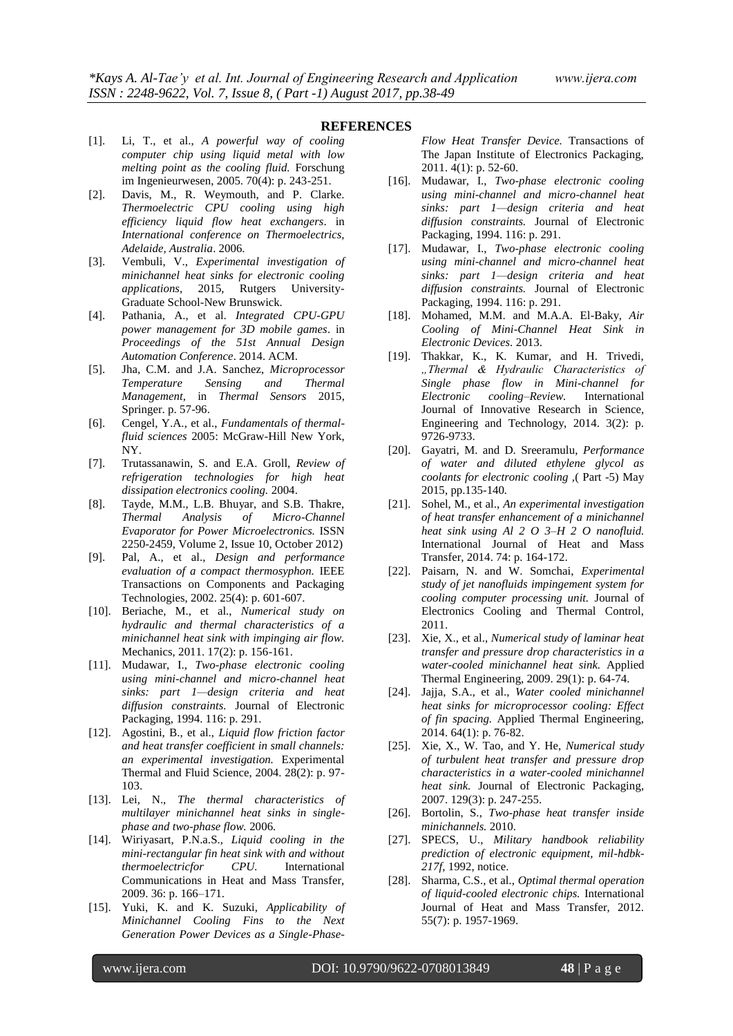## REFERENCES

[1]. Li, T., et al., *A powerful way of cooling computer chip using liquid metal with low melting point as the cooling fluid.* Forschung im Ingenieurwesen, 2005. 70(4): p. 243-251.

[2]. Davis, M., R. Weymouth, and P. Clarke. *Thermoelectric CPU cooling using high efficiency liquid flow heat exchangers*. in *International conference on Thermoelectrics, Adelaide, Australia*. 2006.

[3]. Vembuli, V., *Experimental investigation of minichannel heat sinks for electronic cooling applications*, 2015, Rutgers University-Graduate School-New Brunswick.

[4]. Pathania, A., et al. *Integrated CPU-GPU power management for 3D mobile games*. in *Proceedings of the 51st Annual Design Automation Conference*. 2014. ACM.

[5]. Jha, C.M. and J.A. Sanchez, *Microprocessor Temperature Sensing and Thermal Management*, in *Thermal Sensors* 2015, Springer. p. 57-96.

[6]. Cengel, Y.A., et al., *Fundamentals of thermal-fluid sciences* 2005: McGraw-Hill New York, NY.

[7]. Trutassanawin, S. and E.A. Groll, *Review of refrigeration technologies for high heat dissipation electronics cooling.* 2004.

[8]. Tayde, M.M., L.B. Bhuyar, and S.B. Thakre, *Thermal Analysis of Micro-Channel Evaporator for Power Microelectronics.* ISSN 2250-2459, Volume 2, Issue 10, October 2012)

[9]. Pal, A., et al., *Design and performance evaluation of a compact thermosyphon.* IEEE Transactions on Components and Packaging Technologies, 2002. 25(4): p. 601-607.

[10]. Beriache, M., et al., *Numerical study on hydraulic and thermal characteristics of a minichannel heat sink with impinging air flow.* Mechanics, 2011. 17(2): p. 156-161.

[11]. Mudawar, I., *Two-phase electronic cooling using mini-channel and micro-channel heat sinks: part 1—design criteria and heat diffusion constraints.* Journal of Electronic Packaging, 1994. 116: p. 291.

[12]. Agostini, B., et al., *Liquid flow friction factor and heat transfer coefficient in small channels: an experimental investigation.* Experimental Thermal and Fluid Science, 2004. 28(2): p. 97-103.

[13]. Lei, N., *The thermal characteristics of multilayer minichannel heat sinks in single-phase and two-phase flow.* 2006.

[14]. Wiriyasart, P.N.a.S., *Liquid cooling in the mini-rectangular fin heat sink with and without thermoelectricfor CPU.* International Communications in Heat and Mass Transfer, 2009. 36: p. 166–171.

[15]. Yuki, K. and K. Suzuki, *Applicability of Minichannel Cooling Fins to the Next Generation Power Devices as a Single-Phase-Flow Heat Transfer Device.* Transactions of The Japan Institute of Electronics Packaging, 2011. 4(1): p. 52-60.

[16]. Mudawar, I., *Two-phase electronic cooling using mini-channel and micro-channel heat sinks: part 1—design criteria and heat diffusion constraints.* Journal of Electronic Packaging, 1994. 116: p. 291.

[17]. Mudawar, I., *Two-phase electronic cooling using mini-channel and micro-channel heat sinks: part 1—design criteria and heat diffusion constraints.* Journal of Electronic Packaging, 1994. 116: p. 291.

[18]. Mohamed, M.M. and M.A.A. El-Baky, *Air Cooling of Mini-Channel Heat Sink in Electronic Devices.* 2013.

[19]. Thakkar, K., K. Kumar, and H. Trivedi, *„Thermal & Hydraulic Characteristics of Single phase flow in Mini-channel for Electronic cooling–Review.* International Journal of Innovative Research in Science, Engineering and Technology, 2014. 3(2): p. 9726-9733.

[20]. Gayatri, M. and D. Sreeramulu, *Performance of water and diluted ethylene glycol as coolants for electronic cooling* ,( Part -5) May 2015, pp.135-140.

[21]. Sohel, M., et al., *An experimental investigation of heat transfer enhancement of a minichannel heat sink using Al 2 O 3–H 2 O nanofluid.* International Journal of Heat and Mass Transfer, 2014. 74: p. 164-172.

[22]. Paisarn, N. and W. Somchai, *Experimental study of jet nanofluids impingement system for cooling computer processing unit.* Journal of Electronics Cooling and Thermal Control, 2011.

[23]. Xie, X., et al., *Numerical study of laminar heat transfer and pressure drop characteristics in a water-cooled minichannel heat sink.* Applied Thermal Engineering, 2009. 29(1): p. 64-74.

[24]. Jajja, S.A., et al., *Water cooled minichannel heat sinks for microprocessor cooling: Effect of fin spacing.* Applied Thermal Engineering, 2014. 64(1): p. 76-82.

[25]. Xie, X., W. Tao, and Y. He, *Numerical study of turbulent heat transfer and pressure drop characteristics in a water-cooled minichannel heat sink.* Journal of Electronic Packaging, 2007. 129(3): p. 247-255.

[26]. Bortolin, S., *Two-phase heat transfer inside minichannels.* 2010.

[27]. SPECS, U., *Military handbook reliability prediction of electronic equipment, mil-hdbk-217f*, 1992, notice.

[28]. Sharma, C.S., et al., *Optimal thermal operation of liquid-cooled electronic chips.* International Journal of Heat and Mass Transfer, 2012. 55(7): p. 1957-1969.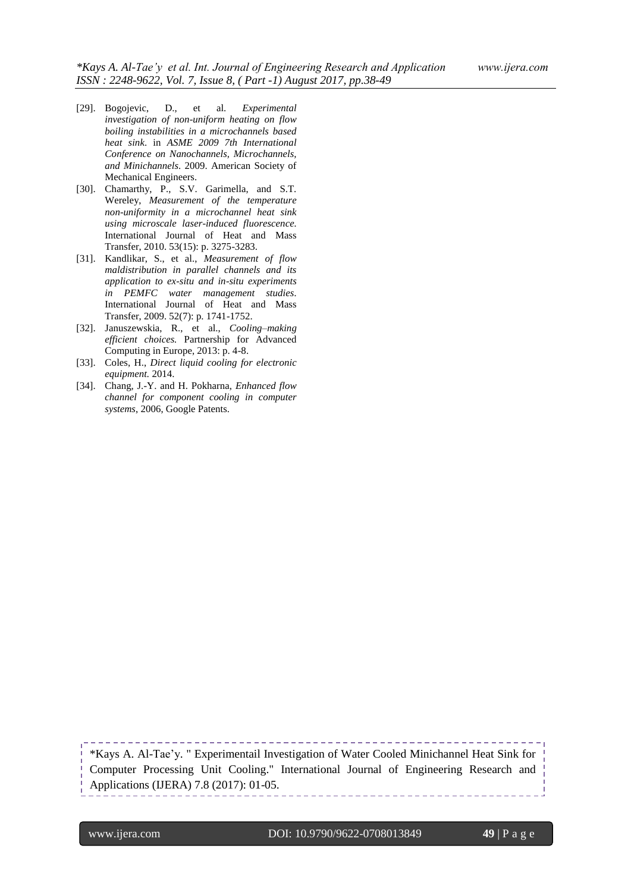[29]. Bogojevic, D., et al. *Experimental investigation of non-uniform heating on flow boiling instabilities in a microchannels based heat sink*. in *ASME 2009 7th International Conference on Nanochannels, Microchannels, and Minichannels*. 2009. American Society of Mechanical Engineers.

[30]. Chamarthy, P., S.V. Garimella, and S.T. Wereley, *Measurement of the temperature non-uniformity in a microchannel heat sink using microscale laser-induced fluorescence.* International Journal of Heat and Mass Transfer, 2010. 53(15): p. 3275-3283.

[31]. Kandlikar, S., et al., *Measurement of flow maldistribution in parallel channels and its application to ex-situ and in-situ experiments in PEMFC water management studies.* International Journal of Heat and Mass Transfer, 2009. 52(7): p. 1741-1752.

[32]. Januszewskia, R., et al., *Cooling–making efficient choices.* Partnership for Advanced Computing in Europe, 2013: p. 4-8.

[33]. Coles, H., *Direct liquid cooling for electronic equipment.* 2014.

[34]. Chang, J.-Y. and H. Pokharna, *Enhanced flow channel for component cooling in computer systems*, 2006, Google Patents.

*Kays A. Al-Tae'y. " Experimentail Investigation of Water Cooled Minichannel Heat Sink for Computer Processing Unit Cooling." International Journal of Engineering Research and Applications (IJERA) 7.8 (2017): 01-05.